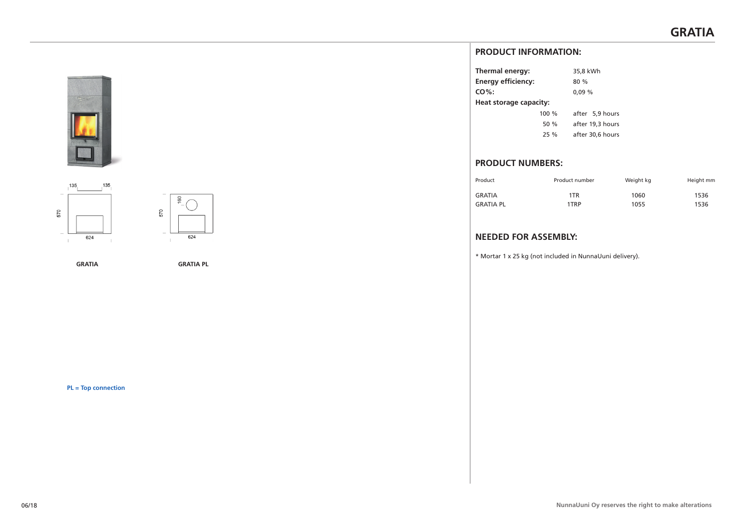# GRATIA

135 135

570

624

570

160

624

GRATIA

GRATIA PL

PL = Top connection

## PRODUCT INFORMATION:

**Thermal energy:** 35,8 kWh
**Energy efficiency:** 80 %
**CO%:** 0,09 %
**Heat storage capacity:**

| | |
|---|---|
| 100 % | after 5,9 hours |
| 50 % | after 19,3 hours |
| 25 % | after 30,6 hours |

## PRODUCT NUMBERS:

| Product | Product number | Weight kg | Height mm |
|---|---|---|---|
| GRATIA | 1TR | 1060 | 1536 |
| GRATIA PL | 1TRP | 1055 | 1536 |

## NEEDED FOR ASSEMBLY:

* Mortar 1 x 25 kg (not included in NunnaUuni delivery).

06/18

NunnaUuni Oy reserves the right to make alterations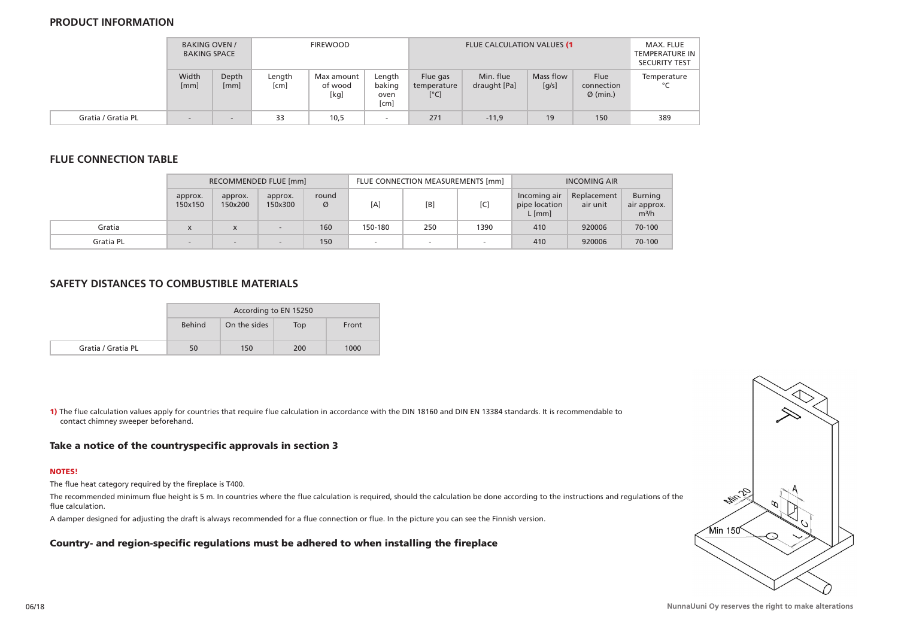## PRODUCT INFORMATION

| | BAKING OVEN / BAKING SPACE | | FIREWOOD | | | FLUE CALCULATION VALUES (1 | | | | MAX. FLUE TEMPERATURE IN SECURITY TEST |
|---|---|---|---|---|---|---|---|---|---|---|
| | Width [mm] | Depth [mm] | Length [cm] | Max amount of wood [kg] | Length baking oven [cm] | Flue gas temperature [°C] | Min. flue draught [Pa] | Mass flow [g/s] | Flue connection Ø (min.) | Temperature °C |
| Gratia / Gratia PL | - | - | 33 | 10,5 | - | 271 | -11,9 | 19 | 150 | 389 |

## FLUE CONNECTION TABLE

| | RECOMMENDED FLUE [mm] | | | | FLUE CONNECTION MEASUREMENTS [mm] | | | INCOMING AIR | | |
|---|---|---|---|---|---|---|---|---|---|---|
| | approx. 150x150 | approx. 150x200 | approx. 150x300 | round Ø | [A] | [B] | [C] | Incoming air pipe location L [mm] | Replacement air unit | Burning air approx. m³/h |
| Gratia | x | x | - | 160 | 150-180 | 250 | 1390 | 410 | 920006 | 70-100 |
| Gratia PL | - | - | - | 150 | - | - | - | 410 | 920006 | 70-100 |

## SAFETY DISTANCES TO COMBUSTIBLE MATERIALS

| | According to EN 15250 | | | |
|---|---|---|---|---|
| | Behind | On the sides | Top | Front |
| Gratia / Gratia PL | 50 | 150 | 200 | 1000 |

**1)** The flue calculation values apply for countries that require flue calculation in accordance with the DIN 18160 and DIN EN 13384 standards. It is recommendable to contact chimney sweeper beforehand.

### Take a notice of the countryspecific approvals in section 3

**NOTES!**

The flue heat category required by the fireplace is T400.

The recommended minimum flue height is 5 m. In countries where the flue calculation is required, should the calculation be done according to the instructions and regulations of the flue calculation.

A damper designed for adjusting the draft is always recommended for a flue connection or flue. In the picture you can see the Finnish version.

Min 20

Min 150

A

B

C

L

### Country- and region-specific regulations must be adhered to when installing the fireplace

NunnaUuni Oy reserves the right to make alterations